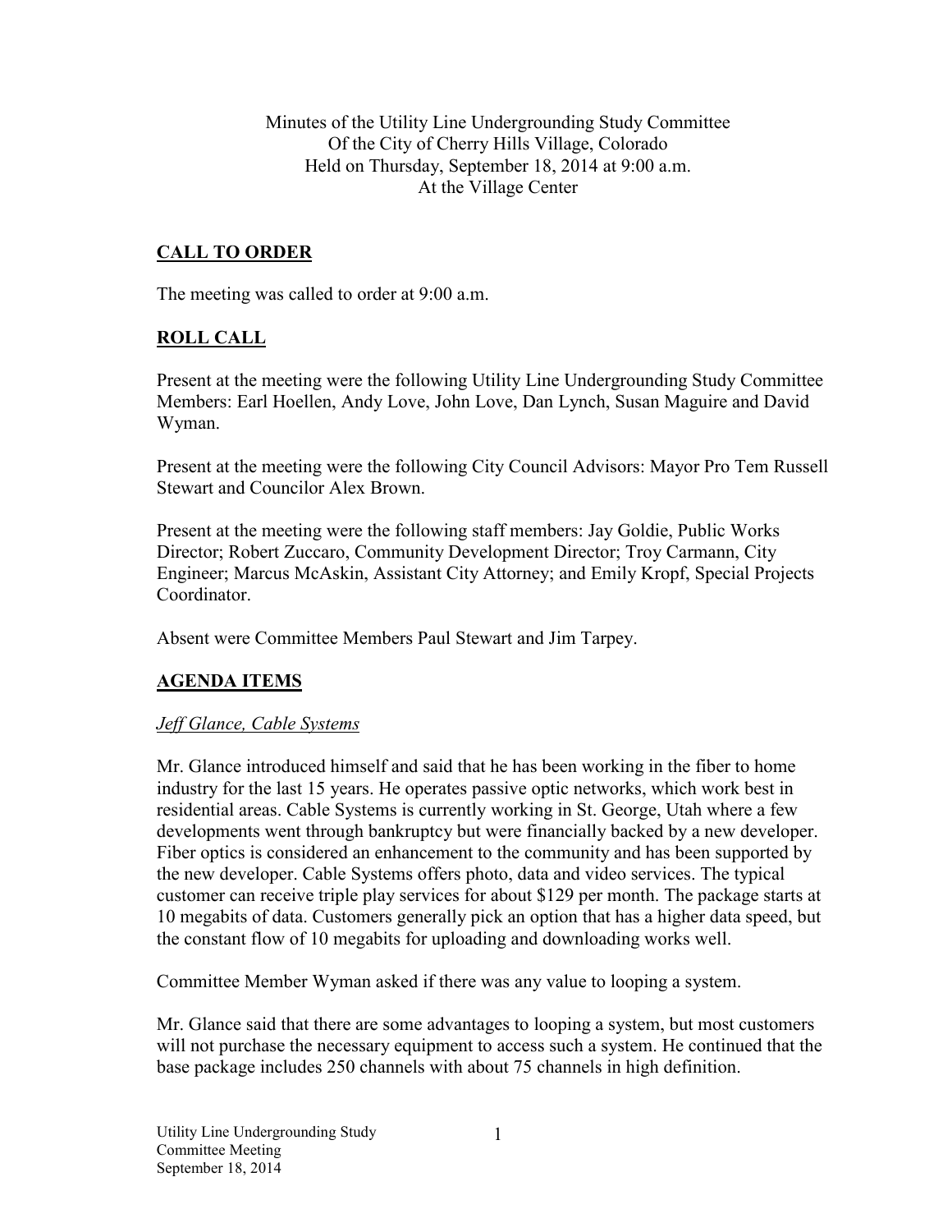Minutes of the Utility Line Undergrounding Study Committee
Of the City of Cherry Hills Village, Colorado
Held on Thursday, September 18, 2014 at 9:00 a.m.
At the Village Center

## CALL TO ORDER

The meeting was called to order at 9:00 a.m.

## ROLL CALL

Present at the meeting were the following Utility Line Undergrounding Study Committee Members: Earl Hoellen, Andy Love, John Love, Dan Lynch, Susan Maguire and David Wyman.

Present at the meeting were the following City Council Advisors: Mayor Pro Tem Russell Stewart and Councilor Alex Brown.

Present at the meeting were the following staff members: Jay Goldie, Public Works Director; Robert Zuccaro, Community Development Director; Troy Carmann, City Engineer; Marcus McAskin, Assistant City Attorney; and Emily Kropf, Special Projects Coordinator.

Absent were Committee Members Paul Stewart and Jim Tarpey.

## AGENDA ITEMS

### *Jeff Glance, Cable Systems*

Mr. Glance introduced himself and said that he has been working in the fiber to home industry for the last 15 years. He operates passive optic networks, which work best in residential areas. Cable Systems is currently working in St. George, Utah where a few developments went through bankruptcy but were financially backed by a new developer. Fiber optics is considered an enhancement to the community and has been supported by the new developer. Cable Systems offers photo, data and video services. The typical customer can receive triple play services for about $129 per month. The package starts at 10 megabits of data. Customers generally pick an option that has a higher data speed, but the constant flow of 10 megabits for uploading and downloading works well.

Committee Member Wyman asked if there was any value to looping a system.

Mr. Glance said that there are some advantages to looping a system, but most customers will not purchase the necessary equipment to access such a system. He continued that the base package includes 250 channels with about 75 channels in high definition.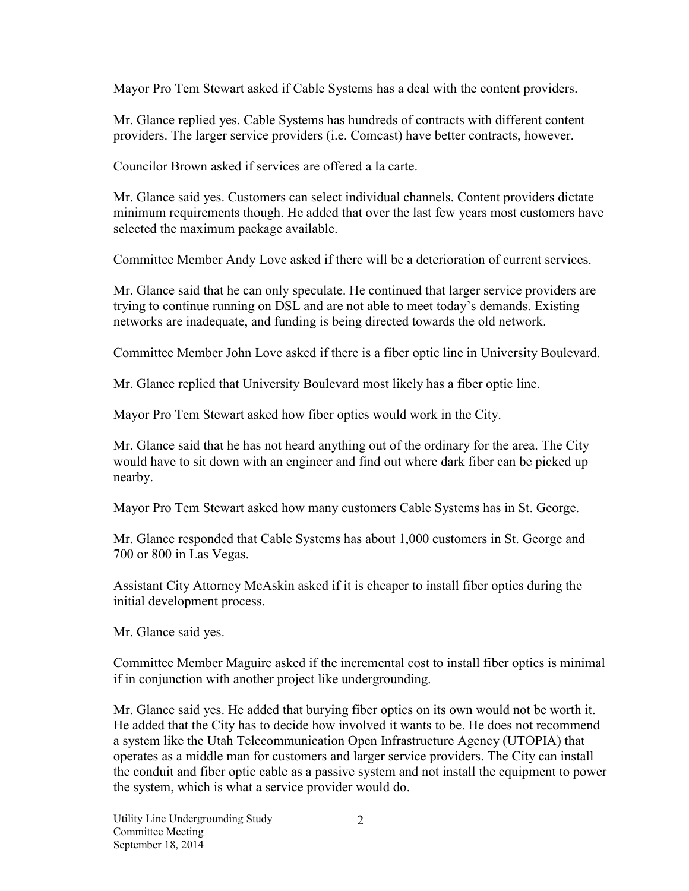Mayor Pro Tem Stewart asked if Cable Systems has a deal with the content providers.

Mr. Glance replied yes. Cable Systems has hundreds of contracts with different content providers. The larger service providers (i.e. Comcast) have better contracts, however.

Councilor Brown asked if services are offered a la carte.

Mr. Glance said yes. Customers can select individual channels. Content providers dictate minimum requirements though. He added that over the last few years most customers have selected the maximum package available.

Committee Member Andy Love asked if there will be a deterioration of current services.

Mr. Glance said that he can only speculate. He continued that larger service providers are trying to continue running on DSL and are not able to meet today's demands. Existing networks are inadequate, and funding is being directed towards the old network.

Committee Member John Love asked if there is a fiber optic line in University Boulevard.

Mr. Glance replied that University Boulevard most likely has a fiber optic line.

Mayor Pro Tem Stewart asked how fiber optics would work in the City.

Mr. Glance said that he has not heard anything out of the ordinary for the area. The City would have to sit down with an engineer and find out where dark fiber can be picked up nearby.

Mayor Pro Tem Stewart asked how many customers Cable Systems has in St. George.

Mr. Glance responded that Cable Systems has about 1,000 customers in St. George and 700 or 800 in Las Vegas.

Assistant City Attorney McAskin asked if it is cheaper to install fiber optics during the initial development process.

Mr. Glance said yes.

Committee Member Maguire asked if the incremental cost to install fiber optics is minimal if in conjunction with another project like undergrounding.

Mr. Glance said yes. He added that burying fiber optics on its own would not be worth it. He added that the City has to decide how involved it wants to be. He does not recommend a system like the Utah Telecommunication Open Infrastructure Agency (UTOPIA) that operates as a middle man for customers and larger service providers. The City can install the conduit and fiber optic cable as a passive system and not install the equipment to power the system, which is what a service provider would do.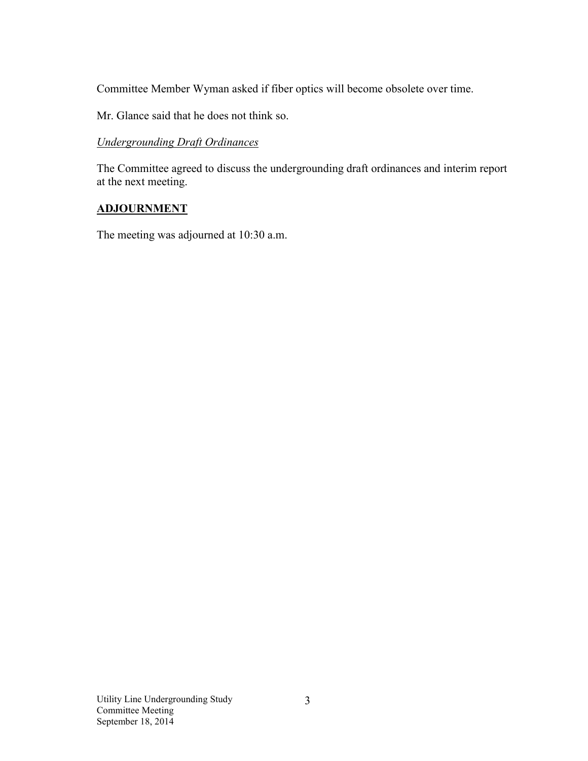Committee Member Wyman asked if fiber optics will become obsolete over time.

Mr. Glance said that he does not think so.

*Undergrounding Draft Ordinances*

The Committee agreed to discuss the undergrounding draft ordinances and interim report at the next meeting.

## ADJOURNMENT

The meeting was adjourned at 10:30 a.m.